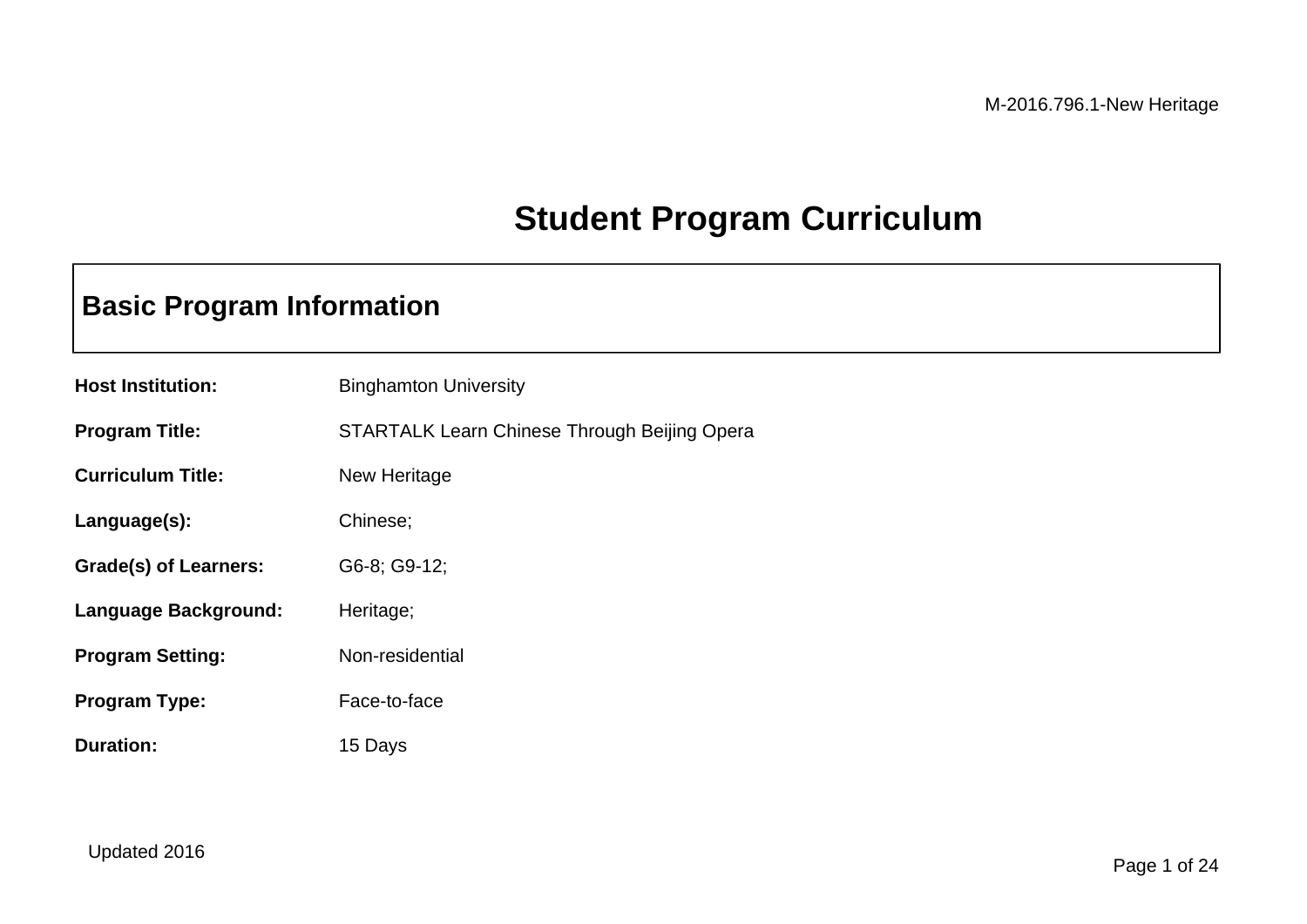M-2016.796.1-New Heritage

# Student Program Curriculum

## Basic Program Information

**Host Institution:** Binghamton University

**Program Title:** STARTALK Learn Chinese Through Beijing Opera

**Curriculum Title:** New Heritage

**Language(s):** Chinese;

**Grade(s) of Learners:** G6-8; G9-12;

**Language Background:** Heritage;

**Program Setting:** Non-residential

**Program Type:** Face-to-face

**Duration:** 15 Days

Updated 2016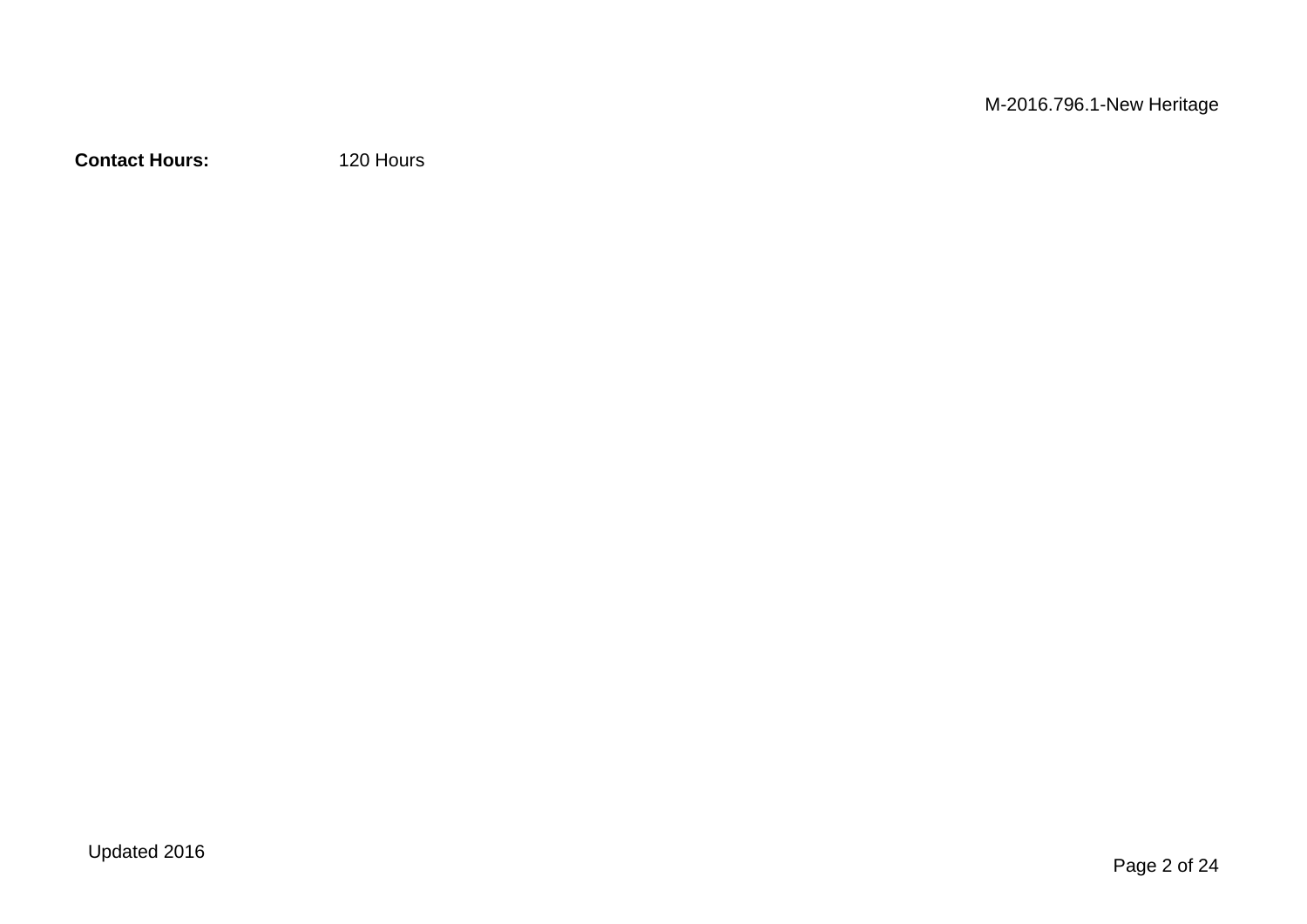**Contact Hours:** 120 Hours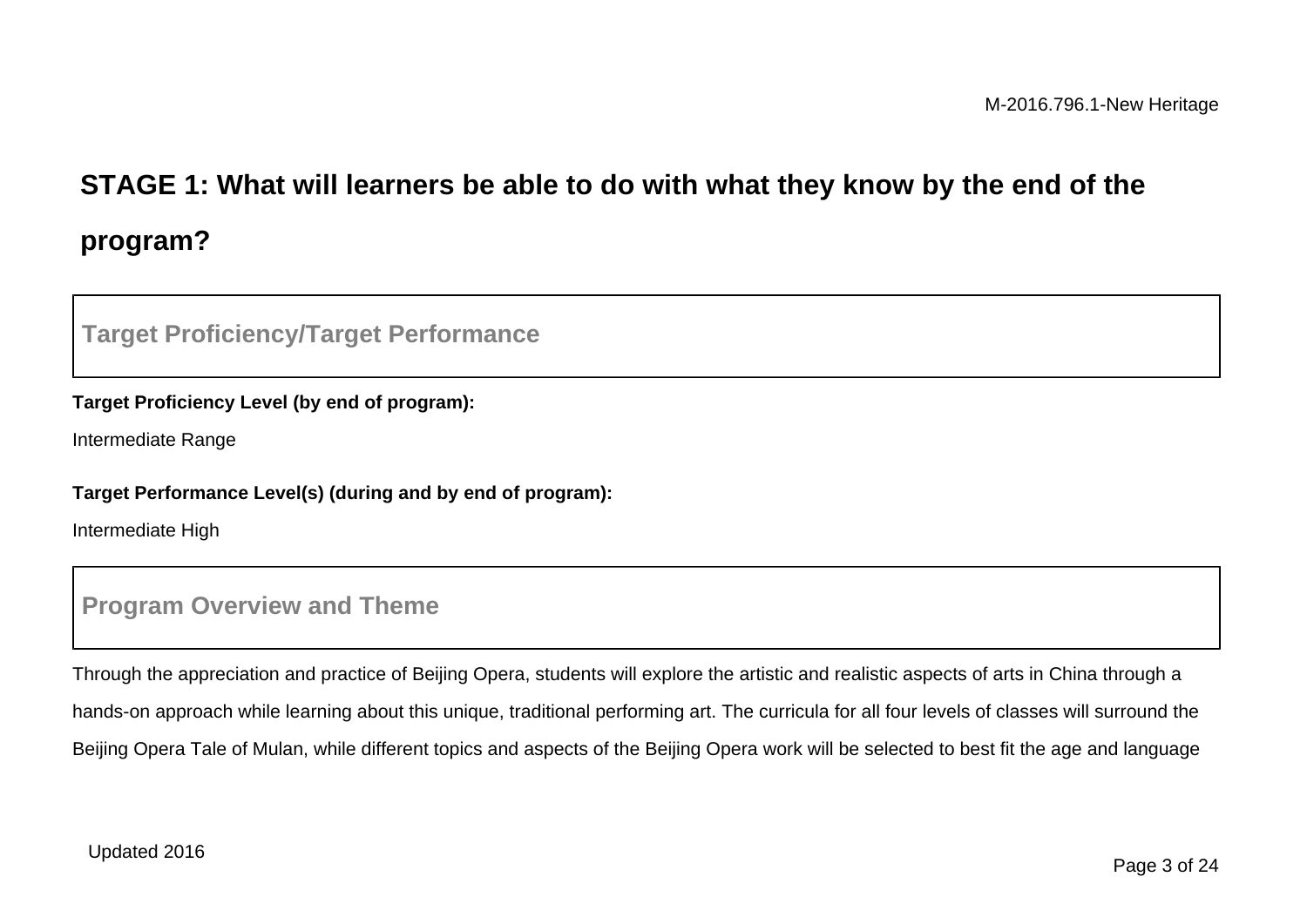## STAGE 1: What will learners be able to do with what they know by the end of the program?

### Target Proficiency/Target Performance

**Target Proficiency Level (by end of program):**

Intermediate Range

**Target Performance Level(s) (during and by end of program):**

Intermediate High

### Program Overview and Theme

Through the appreciation and practice of Beijing Opera, students will explore the artistic and realistic aspects of arts in China through a hands-on approach while learning about this unique, traditional performing art. The curricula for all four levels of classes will surround the Beijing Opera Tale of Mulan, while different topics and aspects of the Beijing Opera work will be selected to best fit the age and language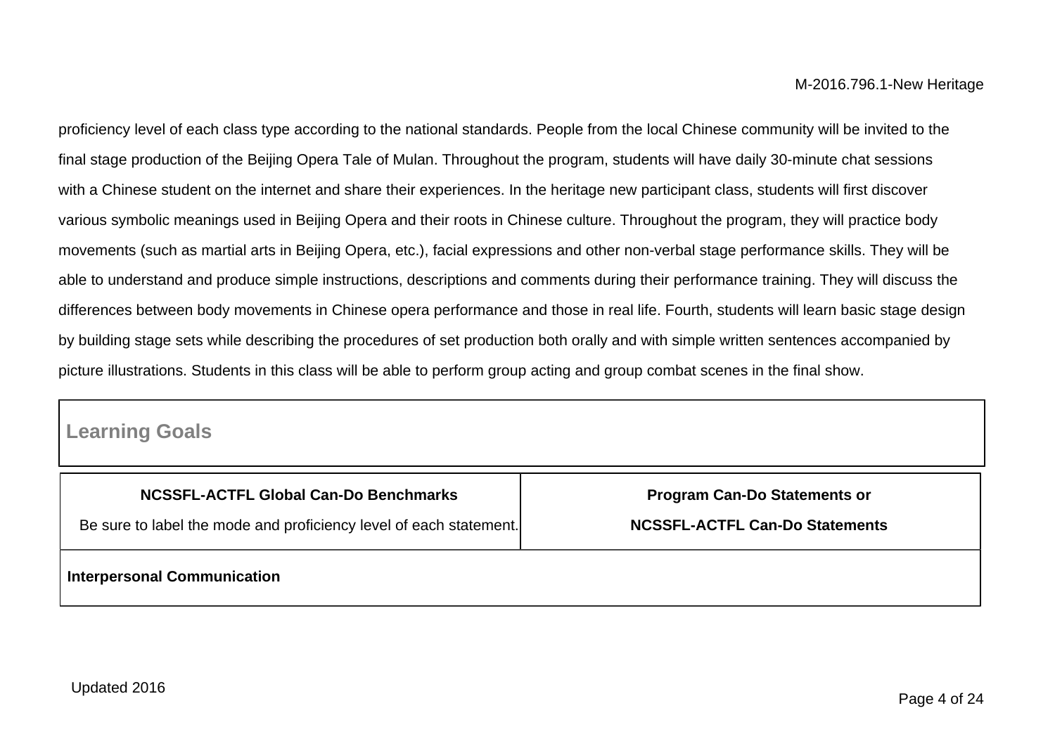proficiency level of each class type according to the national standards. People from the local Chinese community will be invited to the final stage production of the Beijing Opera Tale of Mulan. Throughout the program, students will have daily 30-minute chat sessions with a Chinese student on the internet and share their experiences. In the heritage new participant class, students will first discover various symbolic meanings used in Beijing Opera and their roots in Chinese culture. Throughout the program, they will practice body movements (such as martial arts in Beijing Opera, etc.), facial expressions and other non-verbal stage performance skills. They will be able to understand and produce simple instructions, descriptions and comments during their performance training. They will discuss the differences between body movements in Chinese opera performance and those in real life. Fourth, students will learn basic stage design by building stage sets while describing the procedures of set production both orally and with simple written sentences accompanied by picture illustrations. Students in this class will be able to perform group acting and group combat scenes in the final show.

## Learning Goals

| NCSSFL-ACTFL Global Can-Do Benchmarks<br>Be sure to label the mode and proficiency level of each statement. | Program Can-Do Statements or<br>NCSSFL-ACTFL Can-Do Statements |
|---|---|
| **Interpersonal Communication** | |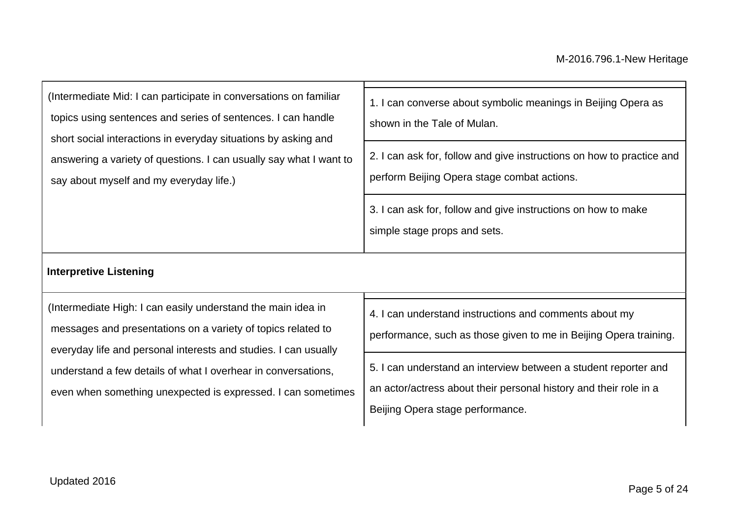| | |
|---|---|
| (Intermediate Mid: I can participate in conversations on familiar topics using sentences and series of sentences. I can handle short social interactions in everyday situations by asking and answering a variety of questions. I can usually say what I want to say about myself and my everyday life.) | 1. I can converse about symbolic meanings in Beijing Opera as shown in the Tale of Mulan. |
| | 2. I can ask for, follow and give instructions on how to practice and perform Beijing Opera stage combat actions. |
| | 3. I can ask for, follow and give instructions on how to make simple stage props and sets. |
| **Interpretive Listening** | |
| (Intermediate High: I can easily understand the main idea in messages and presentations on a variety of topics related to everyday life and personal interests and studies. I can usually understand a few details of what I overhear in conversations, even when something unexpected is expressed. I can sometimes | 4. I can understand instructions and comments about my performance, such as those given to me in Beijing Opera training. |
| | 5. I can understand an interview between a student reporter and an actor/actress about their personal history and their role in a Beijing Opera stage performance. |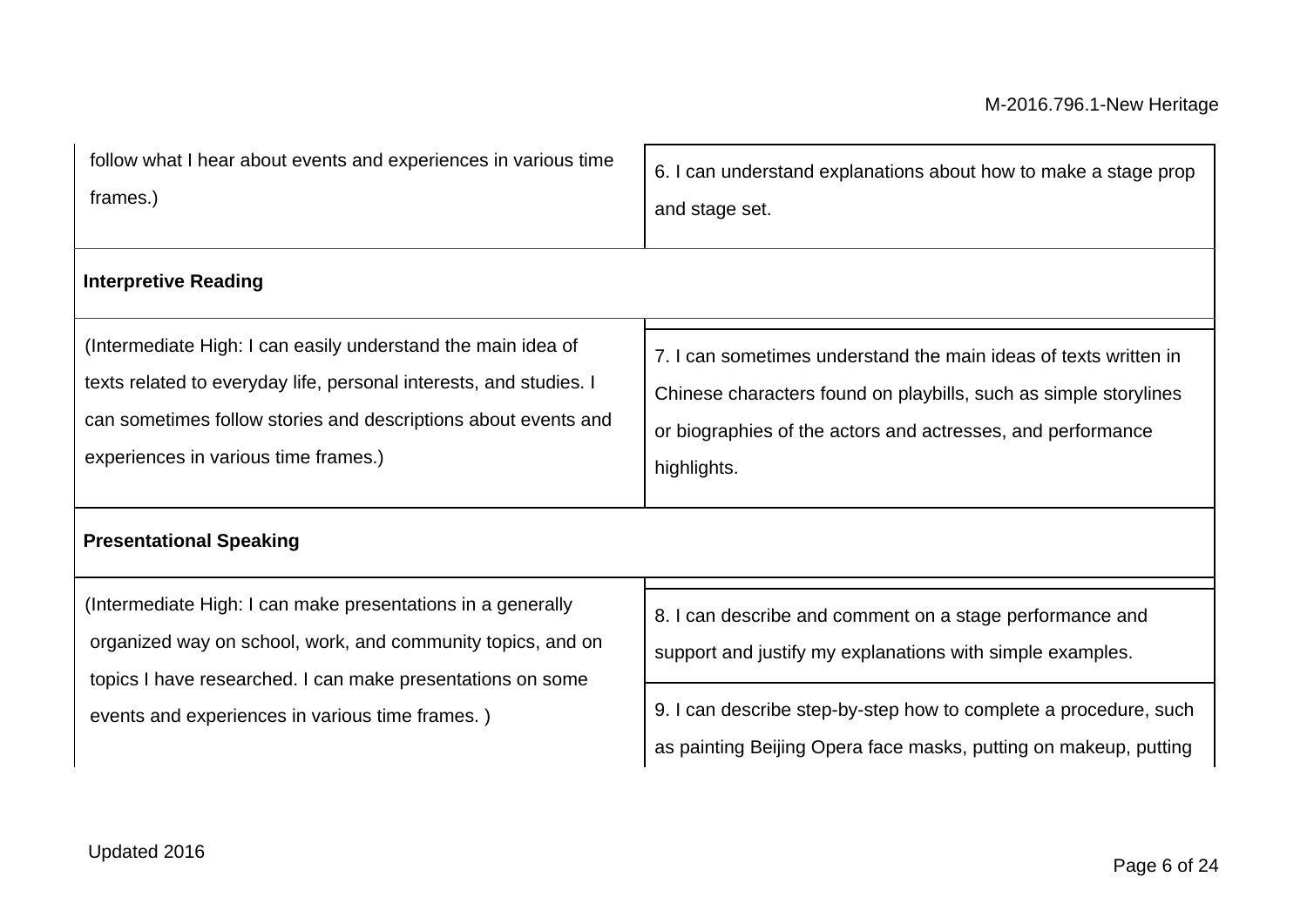| | |
|---|---|
| follow what I hear about events and experiences in various time frames.) | 6. I can understand explanations about how to make a stage prop and stage set. |
| **Interpretive Reading** | |
| (Intermediate High: I can easily understand the main idea of texts related to everyday life, personal interests, and studies. I can sometimes follow stories and descriptions about events and experiences in various time frames.) | 7. I can sometimes understand the main ideas of texts written in Chinese characters found on playbills, such as simple storylines or biographies of the actors and actresses, and performance highlights. |
| **Presentational Speaking** | |
| (Intermediate High: I can make presentations in a generally organized way on school, work, and community topics, and on topics I have researched. I can make presentations on some events and experiences in various time frames. ) | 8. I can describe and comment on a stage performance and support and justify my explanations with simple examples. |
| | 9. I can describe step-by-step how to complete a procedure, such as painting Beijing Opera face masks, putting on makeup, putting |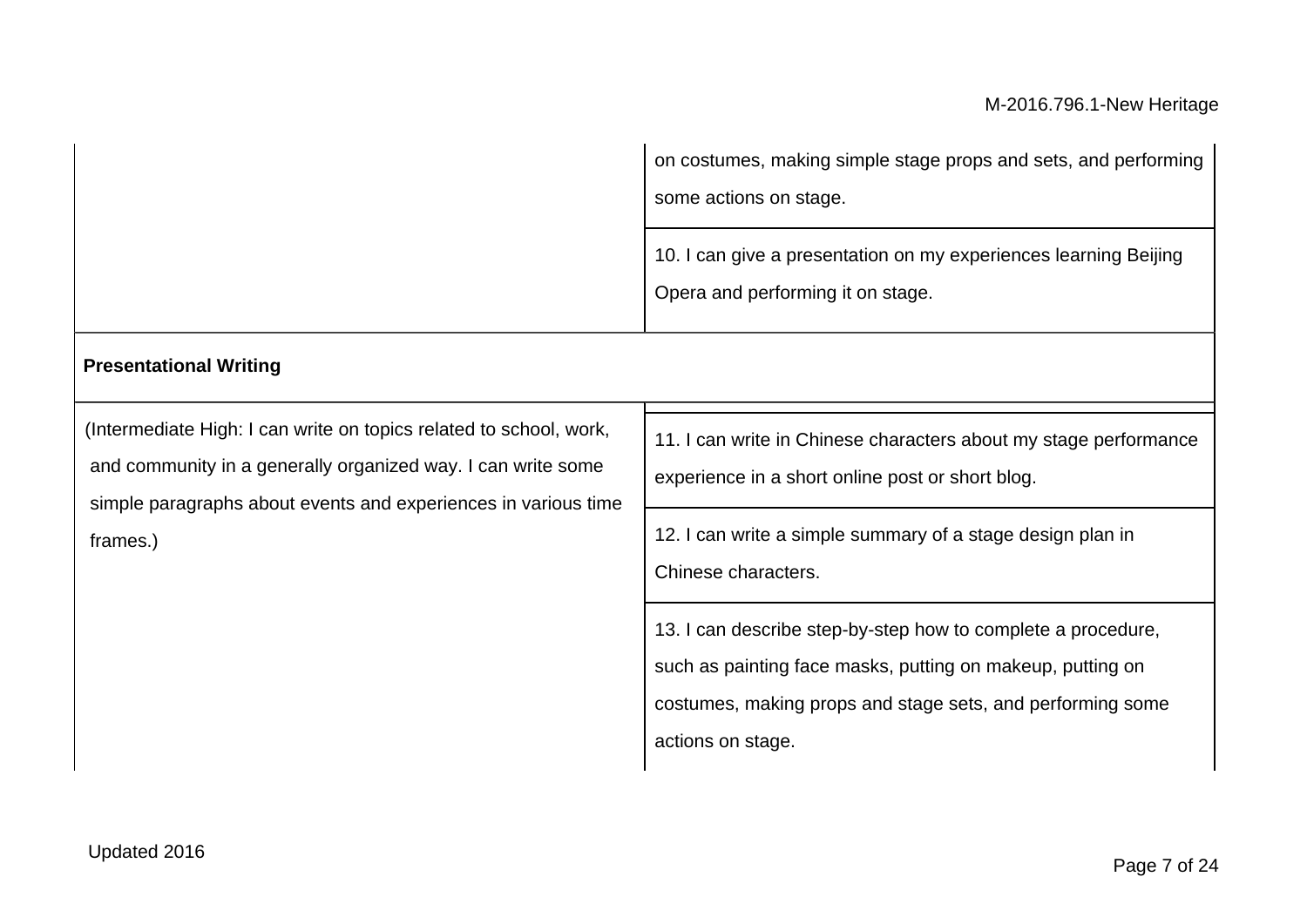| | |
|---|---|
| | on costumes, making simple stage props and sets, and performing some actions on stage. |
| | 10. I can give a presentation on my experiences learning Beijing Opera and performing it on stage. |
| **Presentational Writing** | |
| (Intermediate High: I can write on topics related to school, work, and community in a generally organized way. I can write some simple paragraphs about events and experiences in various time frames.) | 11. I can write in Chinese characters about my stage performance experience in a short online post or short blog. |
| | 12. I can write a simple summary of a stage design plan in Chinese characters. |
| | 13. I can describe step-by-step how to complete a procedure, such as painting face masks, putting on makeup, putting on costumes, making props and stage sets, and performing some actions on stage. |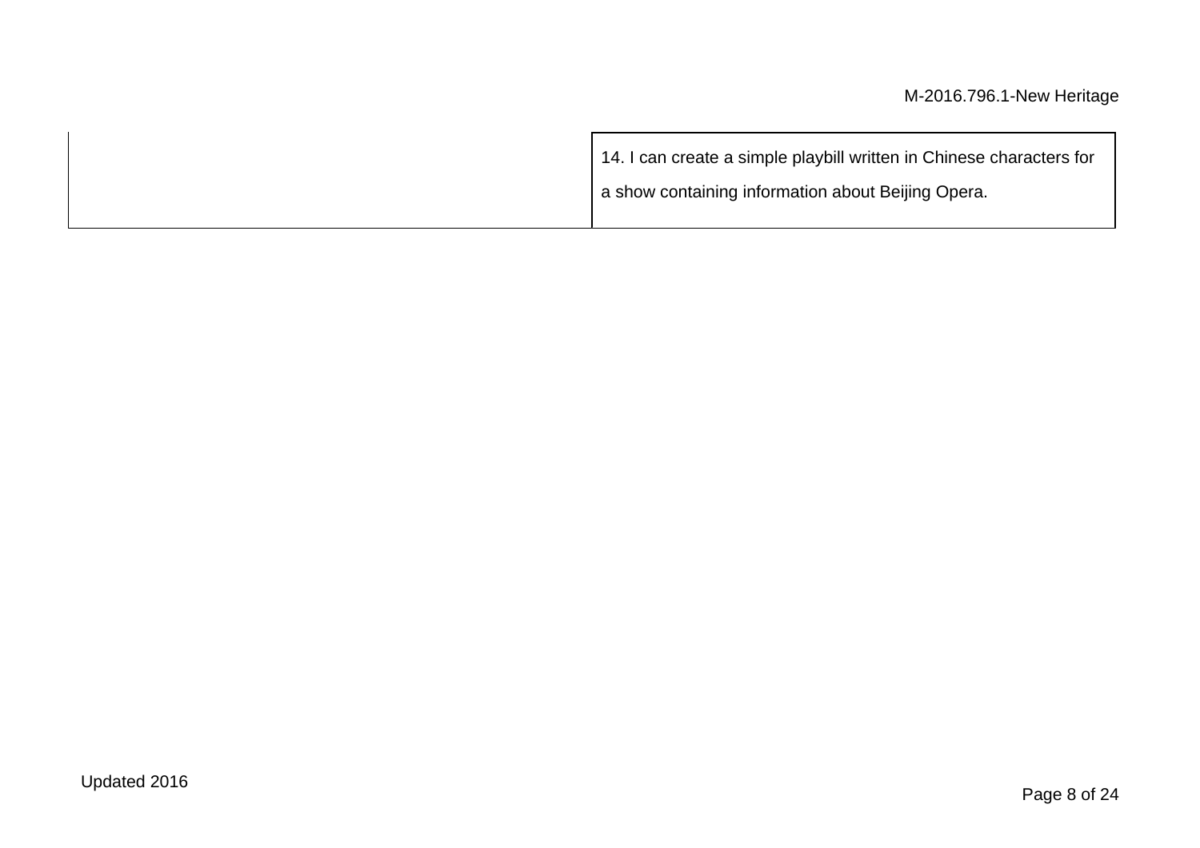| | |
|---|---|
| | 14. I can create a simple playbill written in Chinese characters for a show containing information about Beijing Opera. |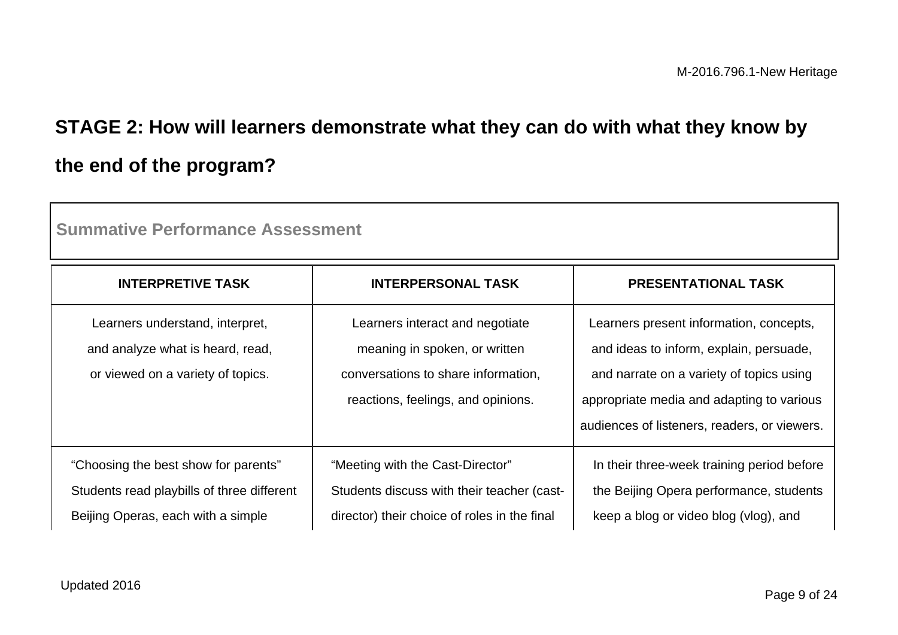## STAGE 2: How will learners demonstrate what they can do with what they know by the end of the program?

**Summative Performance Assessment**

| INTERPRETIVE TASK | INTERPERSONAL TASK | PRESENTATIONAL TASK |
|---|---|---|
| Learners understand, interpret, and analyze what is heard, read, or viewed on a variety of topics. | Learners interact and negotiate meaning in spoken, or written conversations to share information, reactions, feelings, and opinions. | Learners present information, concepts, and ideas to inform, explain, persuade, and narrate on a variety of topics using appropriate media and adapting to various audiences of listeners, readers, or viewers. |
| "Choosing the best show for parents" Students read playbills of three different Beijing Operas, each with a simple | "Meeting with the Cast-Director" Students discuss with their teacher (cast-director) their choice of roles in the final | In their three-week training period before the Beijing Opera performance, students keep a blog or video blog (vlog), and |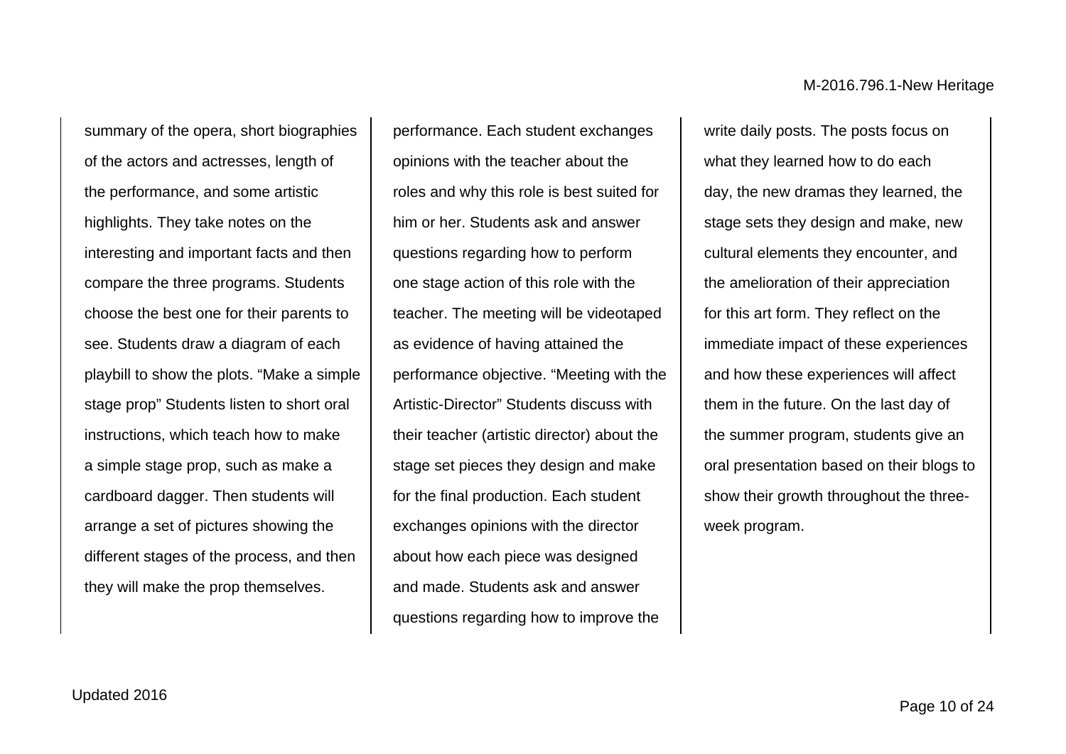summary of the opera, short biographies of the actors and actresses, length of the performance, and some artistic highlights. They take notes on the interesting and important facts and then compare the three programs. Students choose the best one for their parents to see. Students draw a diagram of each playbill to show the plots. “Make a simple stage prop” Students listen to short oral instructions, which teach how to make a simple stage prop, such as make a cardboard dagger. Then students will arrange a set of pictures showing the different stages of the process, and then they will make the prop themselves.

performance. Each student exchanges opinions with the teacher about the roles and why this role is best suited for him or her. Students ask and answer questions regarding how to perform one stage action of this role with the teacher. The meeting will be videotaped as evidence of having attained the performance objective. “Meeting with the Artistic-Director” Students discuss with their teacher (artistic director) about the stage set pieces they design and make for the final production. Each student exchanges opinions with the director about how each piece was designed and made. Students ask and answer questions regarding how to improve the

write daily posts. The posts focus on what they learned how to do each day, the new dramas they learned, the stage sets they design and make, new cultural elements they encounter, and the amelioration of their appreciation for this art form. They reflect on the immediate impact of these experiences and how these experiences will affect them in the future. On the last day of the summer program, students give an oral presentation based on their blogs to show their growth throughout the three-week program.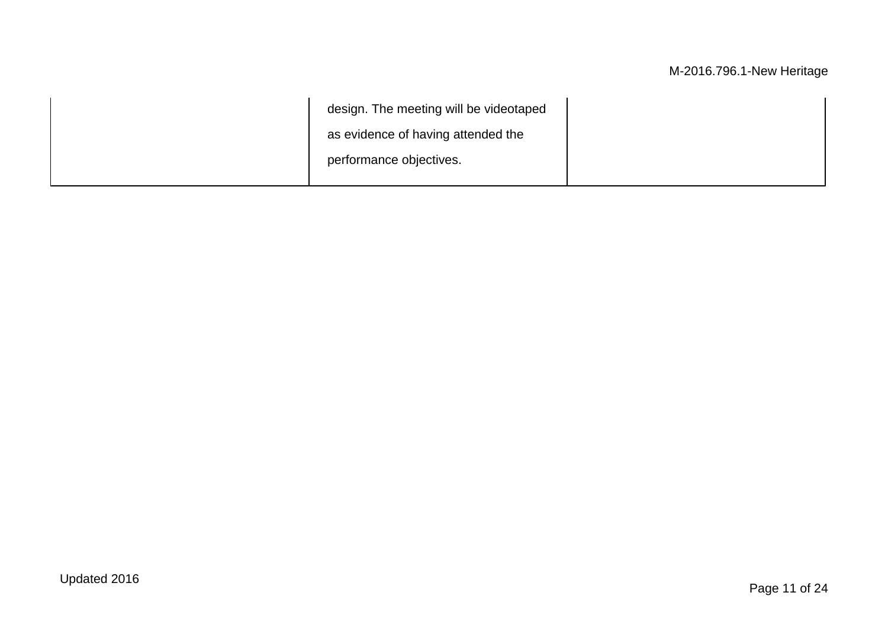|  | design. The meeting will be videotaped as evidence of having attended the performance objectives. |  |
|---|---|---|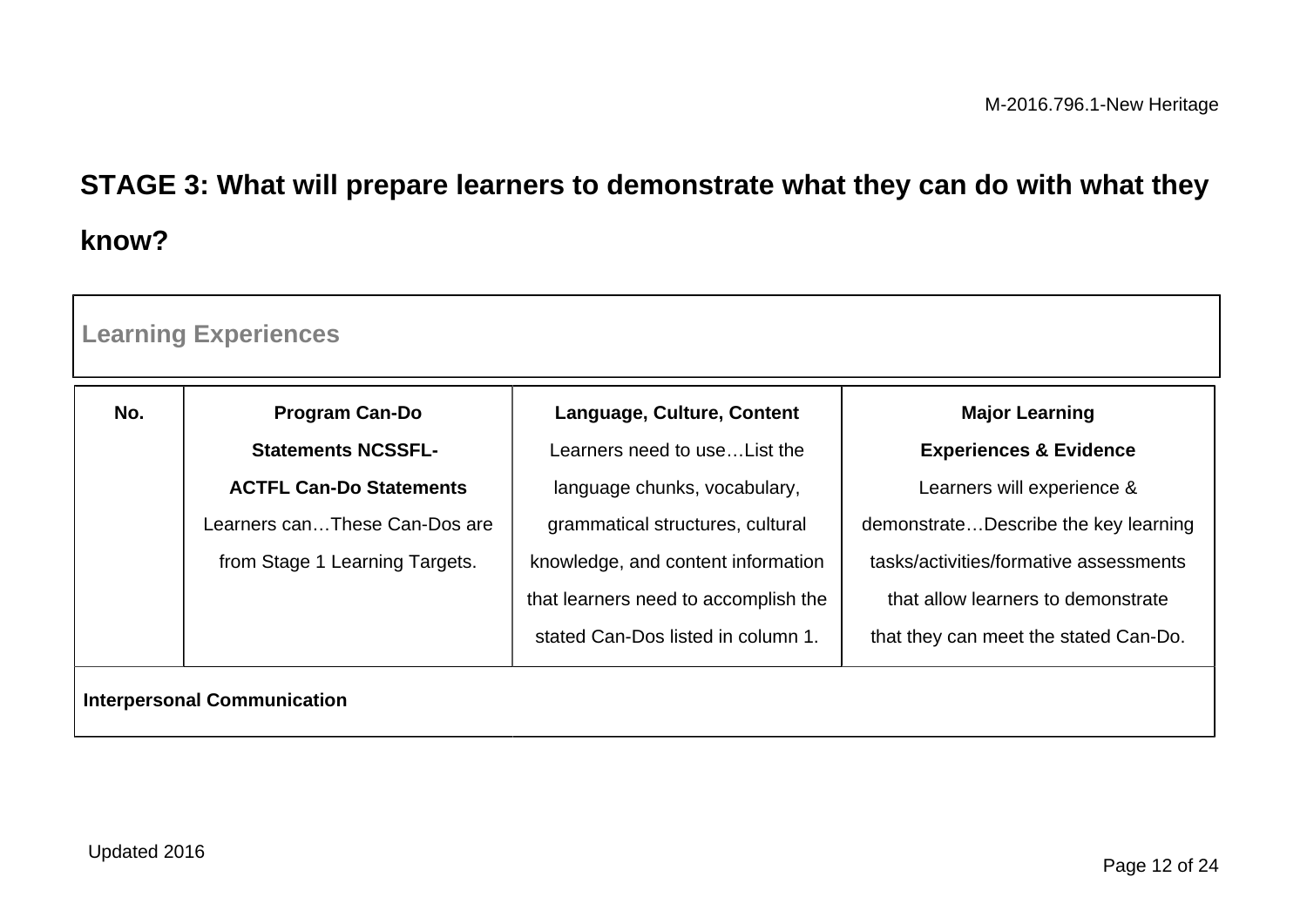## STAGE 3: What will prepare learners to demonstrate what they can do with what they know?

| Learning Experiences | | | |
|---|---|---|---|
| **No.** | **Program Can-Do Statements NCSSFL-ACTFL Can-Do Statements** Learners can…These Can-Dos are from Stage 1 Learning Targets. | **Language, Culture, Content** Learners need to use…List the language chunks, vocabulary, grammatical structures, cultural knowledge, and content information that learners need to accomplish the stated Can-Dos listed in column 1. | **Major Learning Experiences & Evidence** Learners will experience & demonstrate…Describe the key learning tasks/activities/formative assessments that allow learners to demonstrate that they can meet the stated Can-Do. |
| **Interpersonal Communication** | | | |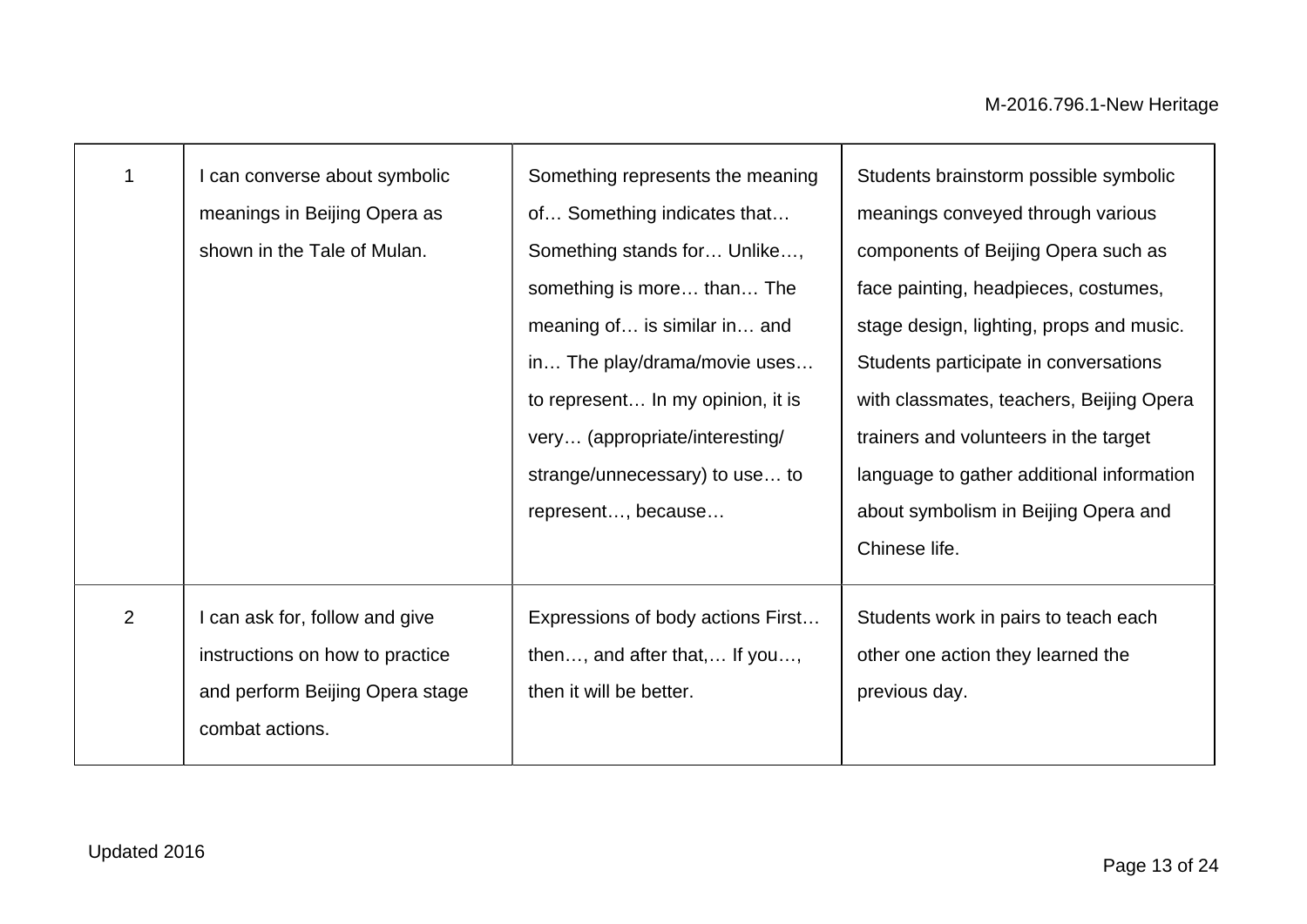| | | | |
|---|---|---|---|
| 1 | I can converse about symbolic meanings in Beijing Opera as shown in the Tale of Mulan. | Something represents the meaning of… Something indicates that… Something stands for… Unlike…, something is more… than… The meaning of… is similar in… and in… The play/drama/movie uses… to represent… In my opinion, it is very… (appropriate/interesting/ strange/unnecessary) to use… to represent…, because… | Students brainstorm possible symbolic meanings conveyed through various components of Beijing Opera such as face painting, headpieces, costumes, stage design, lighting, props and music. Students participate in conversations with classmates, teachers, Beijing Opera trainers and volunteers in the target language to gather additional information about symbolism in Beijing Opera and Chinese life. |
| 2 | I can ask for, follow and give instructions on how to practice and perform Beijing Opera stage combat actions. | Expressions of body actions First… then…, and after that,… If you…, then it will be better. | Students work in pairs to teach each other one action they learned the previous day. |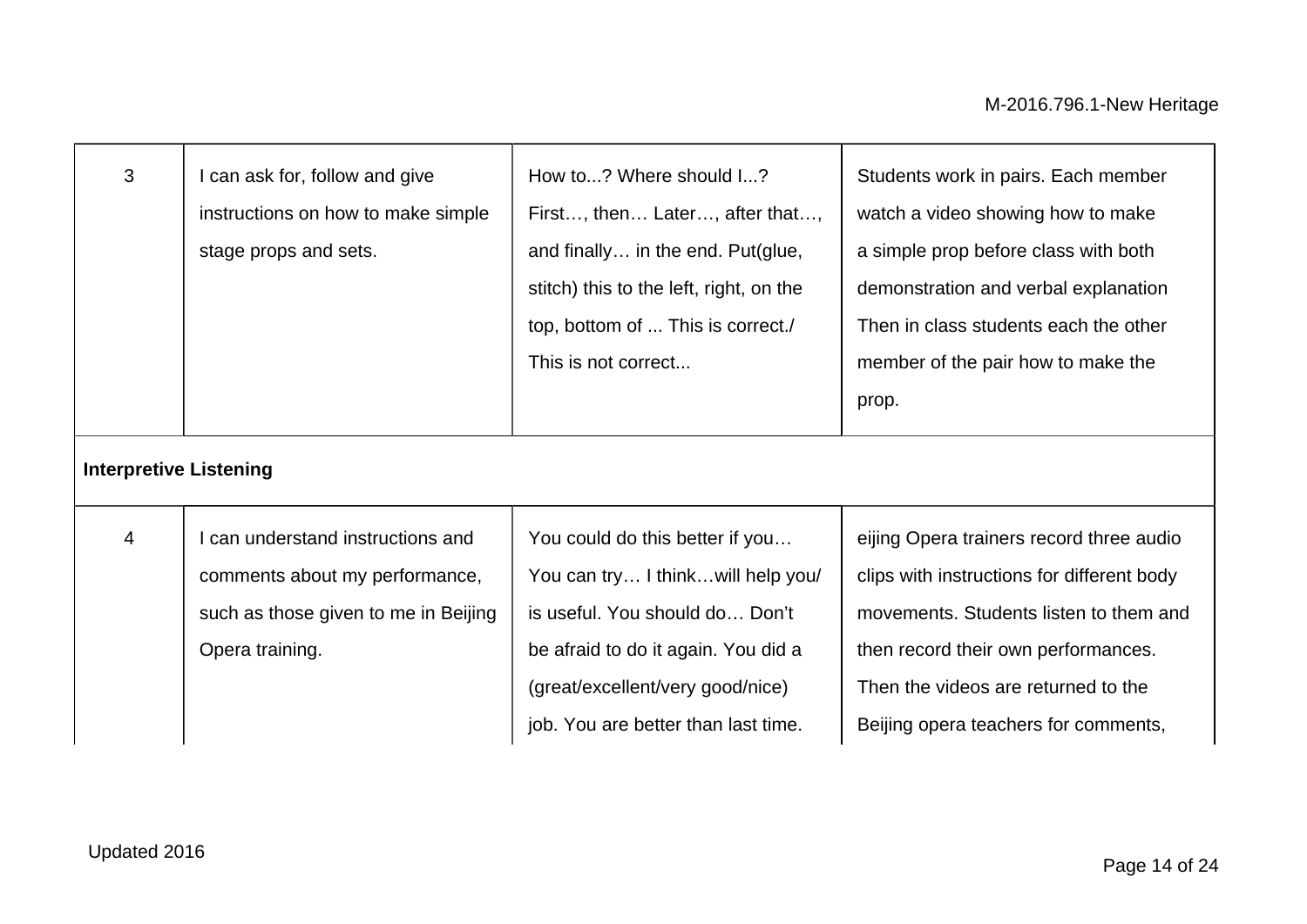| | | | |
|---|---|---|---|
| 3 | I can ask for, follow and give instructions on how to make simple stage props and sets. | How to...? Where should I...? First…, then… Later…, after that…, and finally… in the end. Put(glue, stitch) this to the left, right, on the top, bottom of ... This is correct./ This is not correct... | Students work in pairs. Each member watch a video showing how to make a simple prop before class with both demonstration and verbal explanation Then in class students each the other member of the pair how to make the prop. |
| **Interpretive Listening** | | | |
| 4 | I can understand instructions and comments about my performance, such as those given to me in Beijing Opera training. | You could do this better if you… You can try… I think…will help you/ is useful. You should do… Don't be afraid to do it again. You did a (great/excellent/very good/nice) job. You are better than last time. | eijing Opera trainers record three audio clips with instructions for different body movements. Students listen to them and then record their own performances. Then the videos are returned to the Beijing opera teachers for comments, |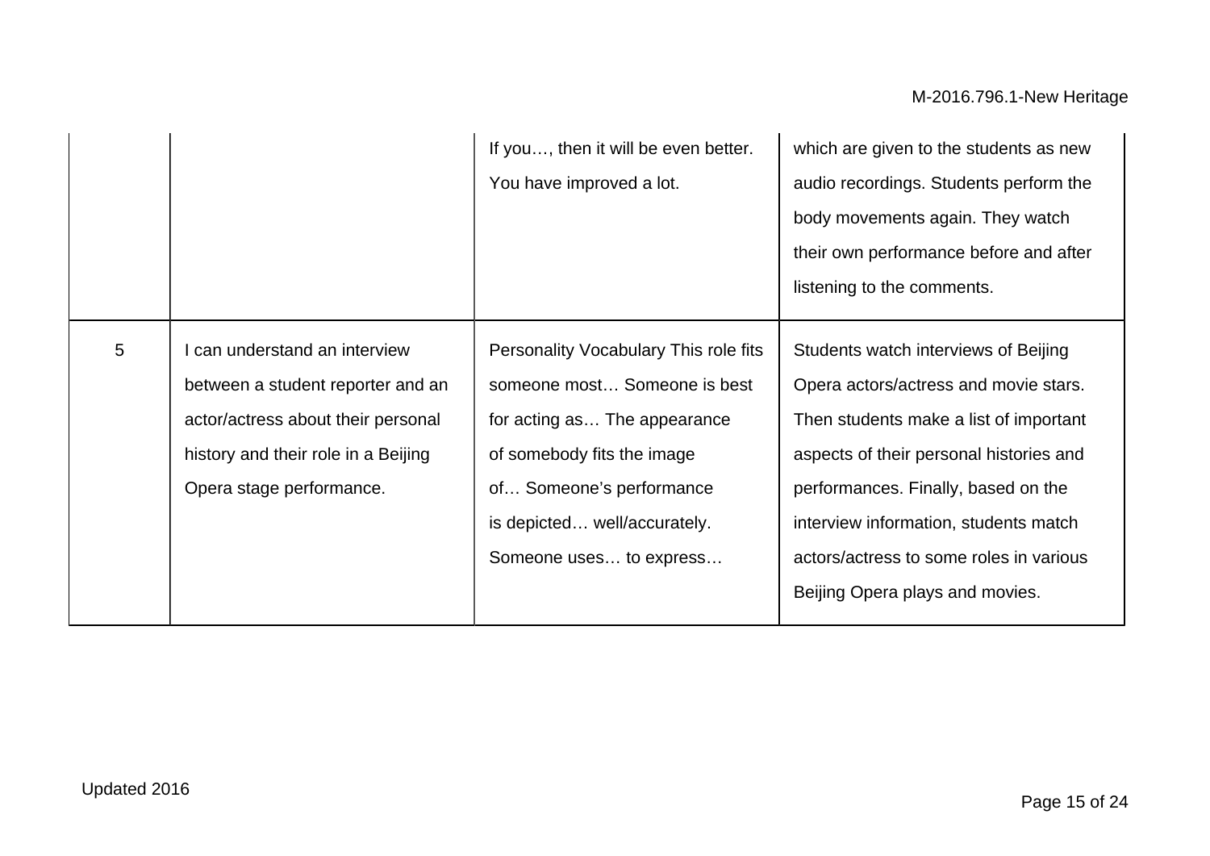| | | | |
|---|---|---|---|
| | | If you…, then it will be even better. You have improved a lot. | which are given to the students as new audio recordings. Students perform the body movements again. They watch their own performance before and after listening to the comments. |
| 5 | I can understand an interview between a student reporter and an actor/actress about their personal history and their role in a Beijing Opera stage performance. | Personality Vocabulary This role fits someone most… Someone is best for acting as… The appearance of somebody fits the image of… Someone's performance is depicted… well/accurately. Someone uses… to express… | Students watch interviews of Beijing Opera actors/actress and movie stars. Then students make a list of important aspects of their personal histories and performances. Finally, based on the interview information, students match actors/actress to some roles in various Beijing Opera plays and movies. |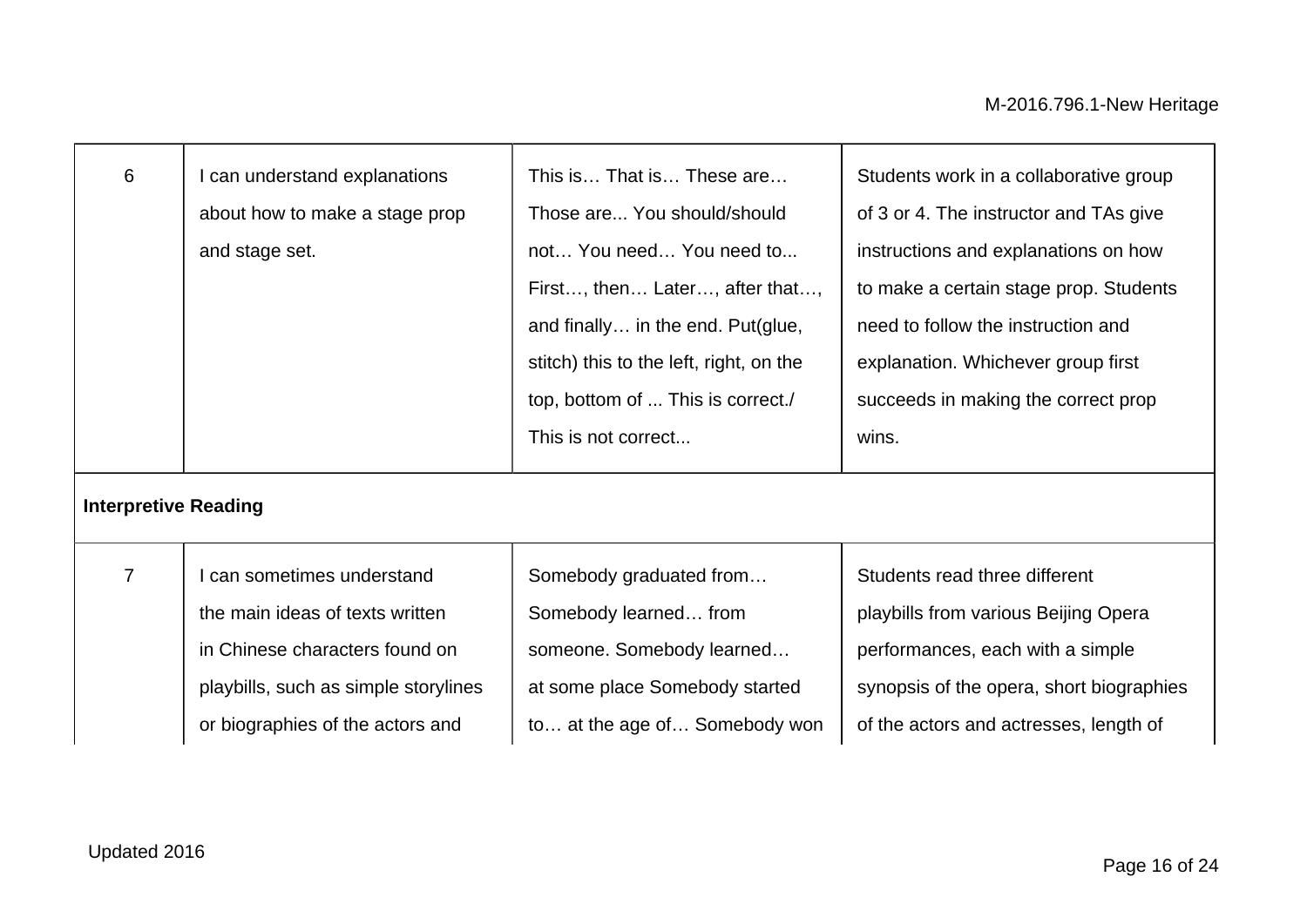| | | | |
|---|---|---|---|
| 6 | I can understand explanations about how to make a stage prop and stage set. | This is… That is… These are… Those are... You should/should not… You need… You need to... First…, then… Later…, after that…, and finally… in the end. Put(glue, stitch) this to the left, right, on the top, bottom of ... This is correct./ This is not correct... | Students work in a collaborative group of 3 or 4. The instructor and TAs give instructions and explanations on how to make a certain stage prop. Students need to follow the instruction and explanation. Whichever group first succeeds in making the correct prop wins. |
| **Interpretive Reading** | | | |
| 7 | I can sometimes understand the main ideas of texts written in Chinese characters found on playbills, such as simple storylines or biographies of the actors and | Somebody graduated from… Somebody learned… from someone. Somebody learned… at some place Somebody started to… at the age of… Somebody won | Students read three different playbills from various Beijing Opera performances, each with a simple synopsis of the opera, short biographies of the actors and actresses, length of |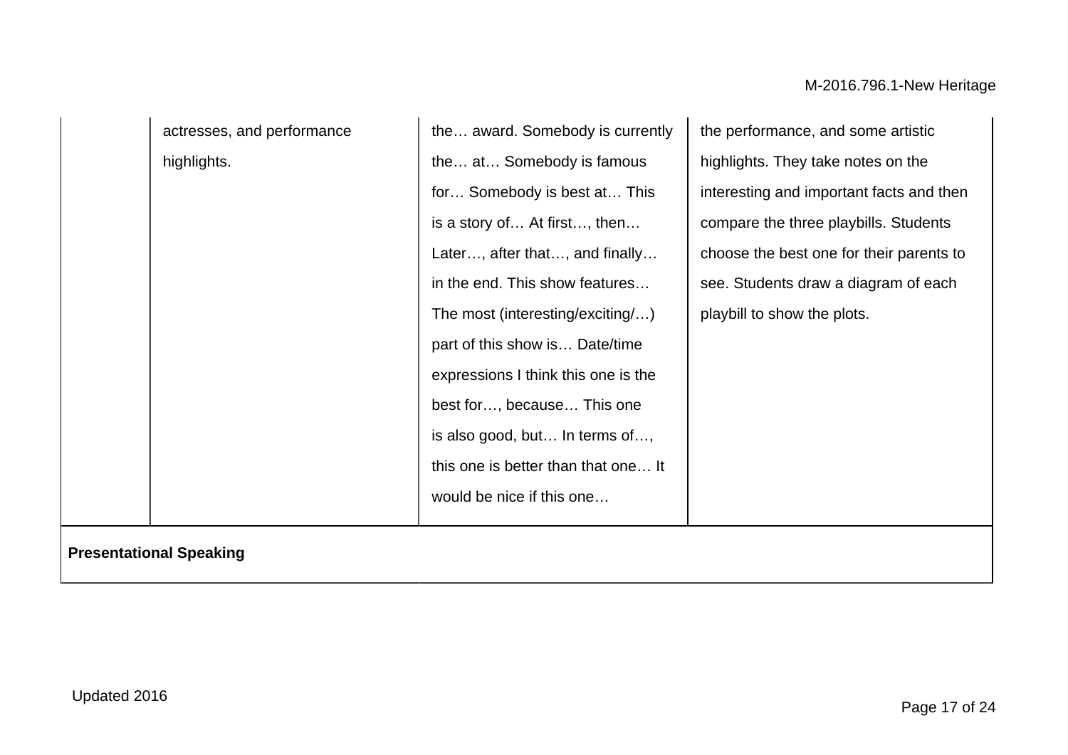| | | | |
|---|---|---|---|
| | actresses, and performance highlights. | the… award. Somebody is currently the… at… Somebody is famous for… Somebody is best at… This is a story of… At first…, then… Later…, after that…, and finally… in the end. This show features… The most (interesting/exciting/…) part of this show is… Date/time expressions I think this one is the best for…, because… This one is also good, but… In terms of…, this one is better than that one… It would be nice if this one… | the performance, and some artistic highlights. They take notes on the interesting and important facts and then compare the three playbills. Students choose the best one for their parents to see. Students draw a diagram of each playbill to show the plots. |
| **Presentational Speaking** | | | |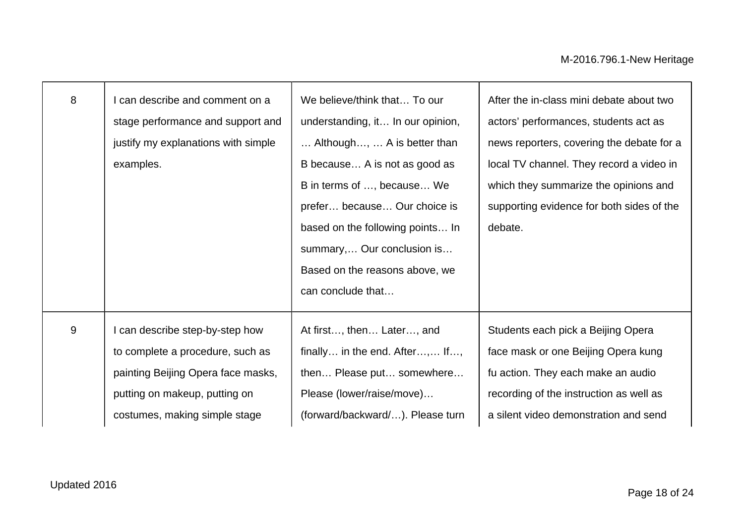| | | | |
|---|---|---|---|
| 8 | I can describe and comment on a stage performance and support and justify my explanations with simple examples. | We believe/think that… To our understanding, it… In our opinion, … Although…, … A is better than B because… A is not as good as B in terms of …, because… We prefer… because… Our choice is based on the following points… In summary,… Our conclusion is… Based on the reasons above, we can conclude that… | After the in-class mini debate about two actors' performances, students act as news reporters, covering the debate for a local TV channel. They record a video in which they summarize the opinions and supporting evidence for both sides of the debate. |
| 9 | I can describe step-by-step how to complete a procedure, such as painting Beijing Opera face masks, putting on makeup, putting on costumes, making simple stage | At first…, then… Later…, and finally… in the end. After…,… If…, then… Please put… somewhere… Please (lower/raise/move)… (forward/backward/…). Please turn | Students each pick a Beijing Opera face mask or one Beijing Opera kung fu action. They each make an audio recording of the instruction as well as a silent video demonstration and send |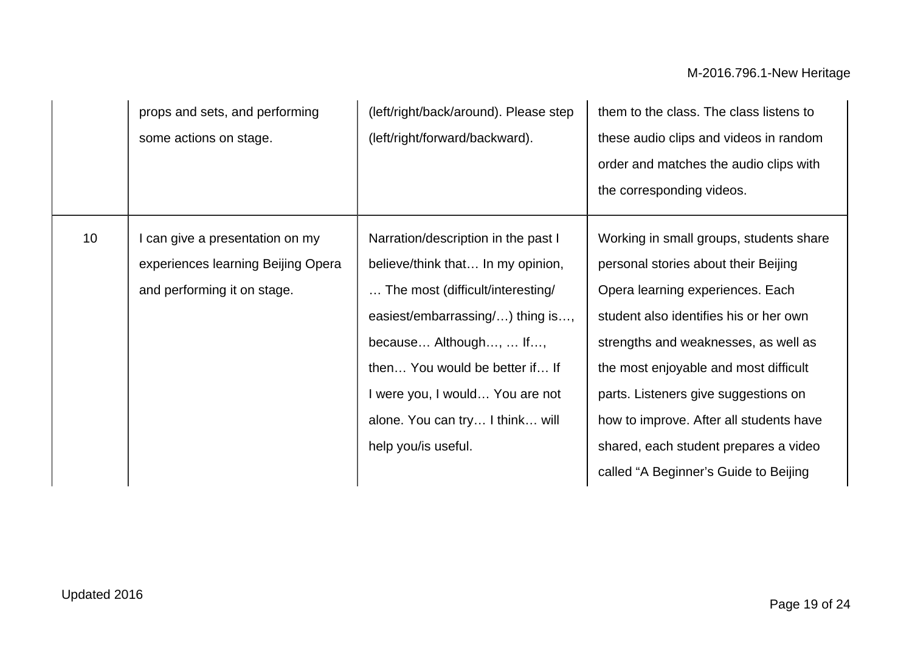| | | | |
|---|---|---|---|
| | props and sets, and performing some actions on stage. | (left/right/back/around). Please step (left/right/forward/backward). | them to the class. The class listens to these audio clips and videos in random order and matches the audio clips with the corresponding videos. |
| 10 | I can give a presentation on my experiences learning Beijing Opera and performing it on stage. | Narration/description in the past I believe/think that… In my opinion, … The most (difficult/interesting/ easiest/embarrassing/…) thing is…, because… Although…, … If…, then… You would be better if… If I were you, I would… You are not alone. You can try… I think… will help you/is useful. | Working in small groups, students share personal stories about their Beijing Opera learning experiences. Each student also identifies his or her own strengths and weaknesses, as well as the most enjoyable and most difficult parts. Listeners give suggestions on how to improve. After all students have shared, each student prepares a video called “A Beginner’s Guide to Beijing |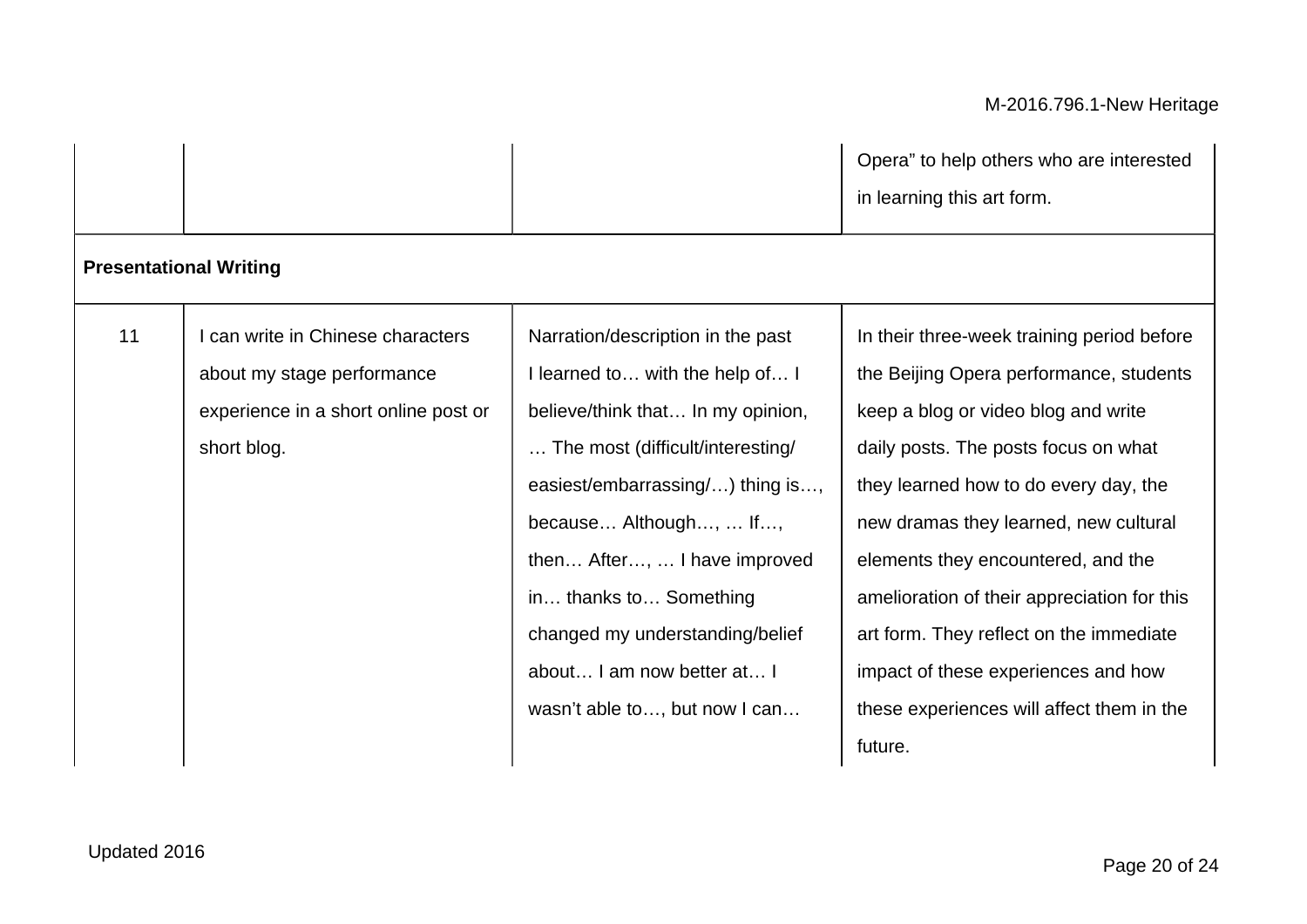| | | | |
|---|---|---|---|
| | | | Opera" to help others who are interested in learning this art form. |
| **Presentational Writing** | | | |
| 11 | I can write in Chinese characters about my stage performance experience in a short online post or short blog. | Narration/description in the past I learned to… with the help of… I believe/think that… In my opinion, … The most (difficult/interesting/ easiest/embarrassing/…) thing is…, because… Although…, … If…, then… After…, … I have improved in… thanks to… Something changed my understanding/belief about… I am now better at… I wasn't able to…, but now I can… | In their three-week training period before the Beijing Opera performance, students keep a blog or video blog and write daily posts. The posts focus on what they learned how to do every day, the new dramas they learned, new cultural elements they encountered, and the amelioration of their appreciation for this art form. They reflect on the immediate impact of these experiences and how these experiences will affect them in the future. |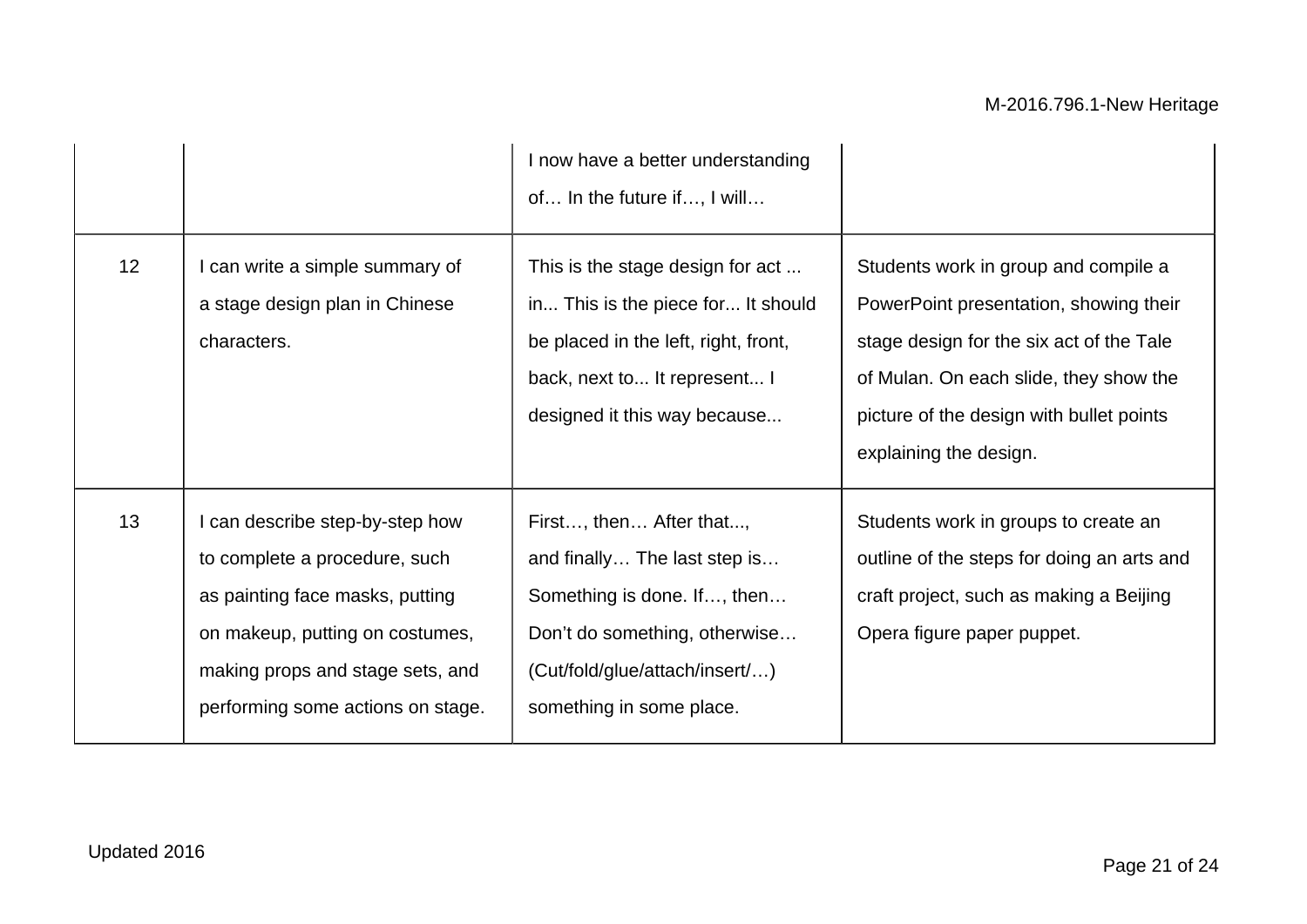| | | | |
|---|---|---|---|
| | | I now have a better understanding of… In the future if…, I will… | |
| 12 | I can write a simple summary of a stage design plan in Chinese characters. | This is the stage design for act ... in... This is the piece for... It should be placed in the left, right, front, back, next to... It represent... I designed it this way because... | Students work in group and compile a PowerPoint presentation, showing their stage design for the six act of the Tale of Mulan. On each slide, they show the picture of the design with bullet points explaining the design. |
| 13 | I can describe step-by-step how to complete a procedure, such as painting face masks, putting on makeup, putting on costumes, making props and stage sets, and performing some actions on stage. | First…, then… After that..., and finally… The last step is… Something is done. If…, then… Don't do something, otherwise… (Cut/fold/glue/attach/insert/…) something in some place. | Students work in groups to create an outline of the steps for doing an arts and craft project, such as making a Beijing Opera figure paper puppet. |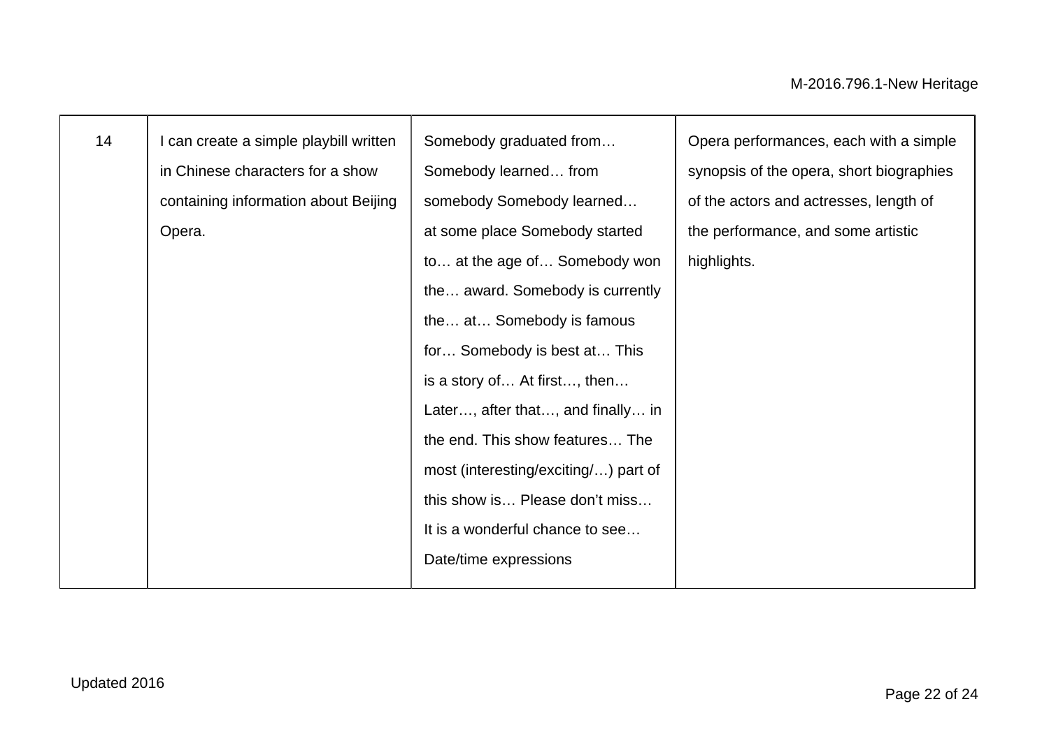| 14 | I can create a simple playbill written in Chinese characters for a show containing information about Beijing Opera. | Somebody graduated from… Somebody learned… from somebody Somebody learned… at some place Somebody started to… at the age of… Somebody won the… award. Somebody is currently the… at… Somebody is famous for… Somebody is best at… This is a story of… At first…, then… Later…, after that…, and finally… in the end. This show features… The most (interesting/exciting/…) part of this show is… Please don't miss… It is a wonderful chance to see… Date/time expressions | Opera performances, each with a simple synopsis of the opera, short biographies of the actors and actresses, length of the performance, and some artistic highlights. |
|---|---|---|---|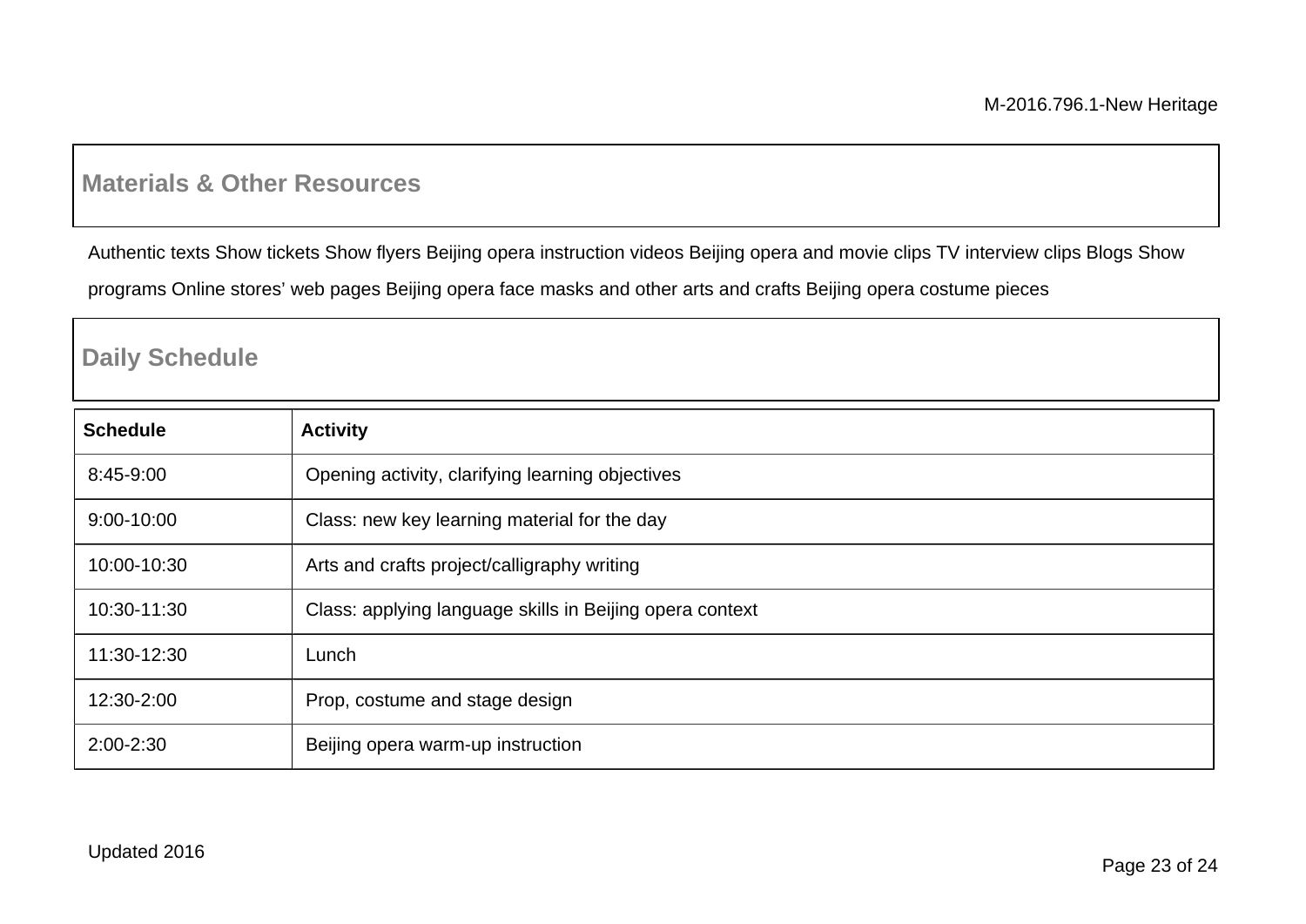## Materials & Other Resources

Authentic texts Show tickets Show flyers Beijing opera instruction videos Beijing opera and movie clips TV interview clips Blogs Show programs Online stores' web pages Beijing opera face masks and other arts and crafts Beijing opera costume pieces

## Daily Schedule

| Schedule | Activity |
|---|---|
| 8:45-9:00 | Opening activity, clarifying learning objectives |
| 9:00-10:00 | Class: new key learning material for the day |
| 10:00-10:30 | Arts and crafts project/calligraphy writing |
| 10:30-11:30 | Class: applying language skills in Beijing opera context |
| 11:30-12:30 | Lunch |
| 12:30-2:00 | Prop, costume and stage design |
| 2:00-2:30 | Beijing opera warm-up instruction |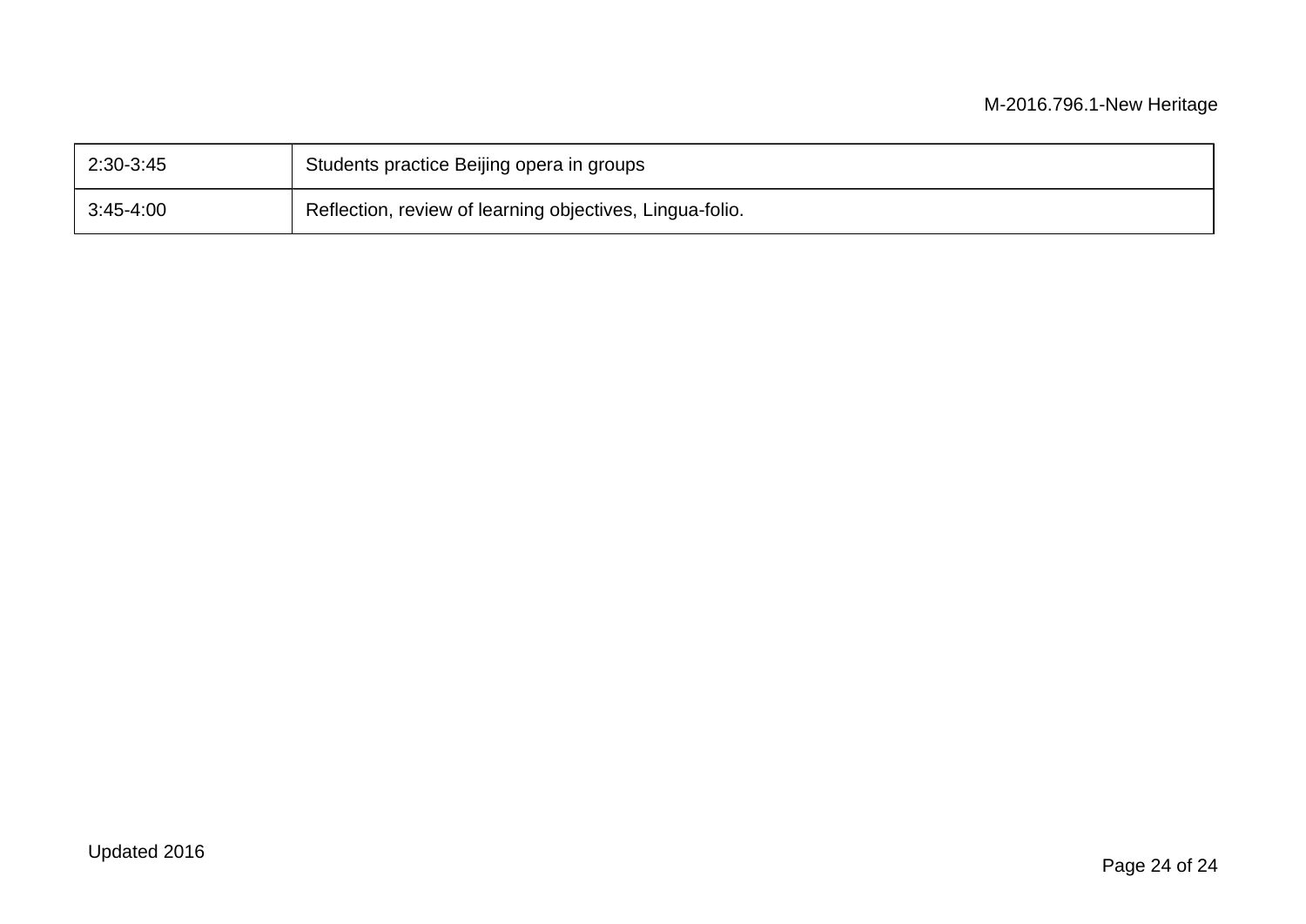| | |
|---|---|
| 2:30-3:45 | Students practice Beijing opera in groups |
| 3:45-4:00 | Reflection, review of learning objectives, Lingua-folio. |